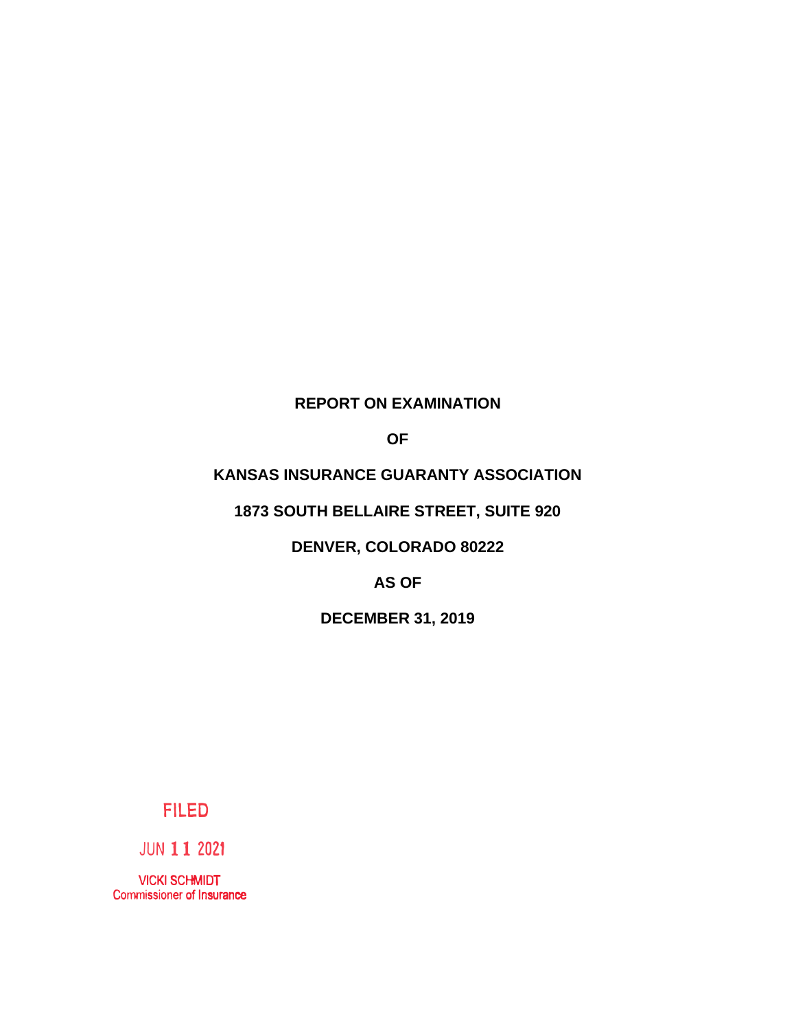# REPORT ON EXAMINATION

# OF

# KANSAS INSURANCE GUARANTY ASSOCIATION

# 1873 SOUTH BELLAIRE STREET, SUITE 920

# DENVER, COLORADO 80222

# AS OF

# DECEMBER 31, 2019

FILED

JUN 11 2021

VICKI SCHMIDT
Commissioner of Insurance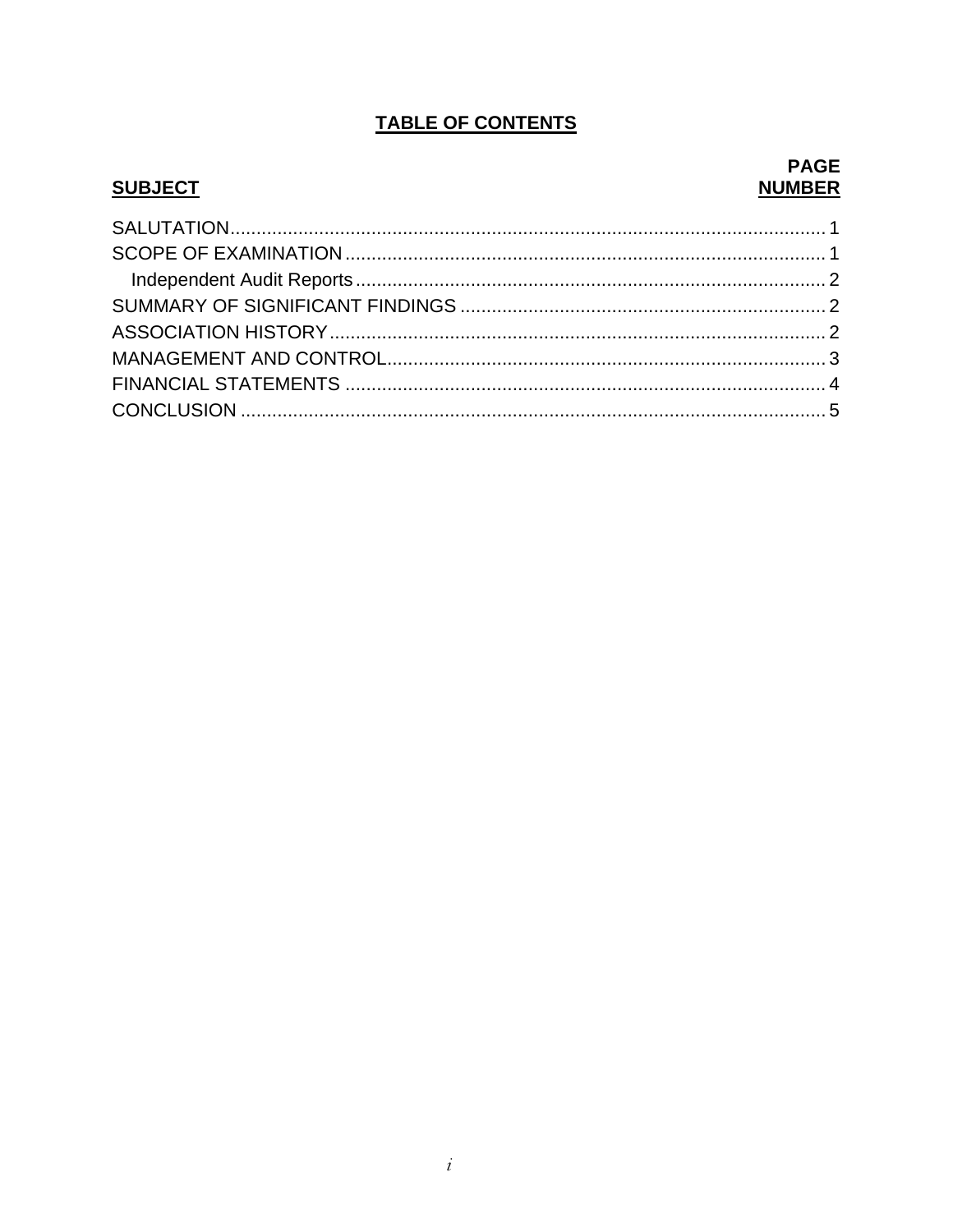# TABLE OF CONTENTS

| SUBJECT | PAGE NUMBER |
|---|---|
| SALUTATION | 1 |
| SCOPE OF EXAMINATION | 1 |
| Independent Audit Reports | 2 |
| SUMMARY OF SIGNIFICANT FINDINGS | 2 |
| ASSOCIATION HISTORY | 2 |
| MANAGEMENT AND CONTROL | 3 |
| FINANCIAL STATEMENTS | 4 |
| CONCLUSION | 5 |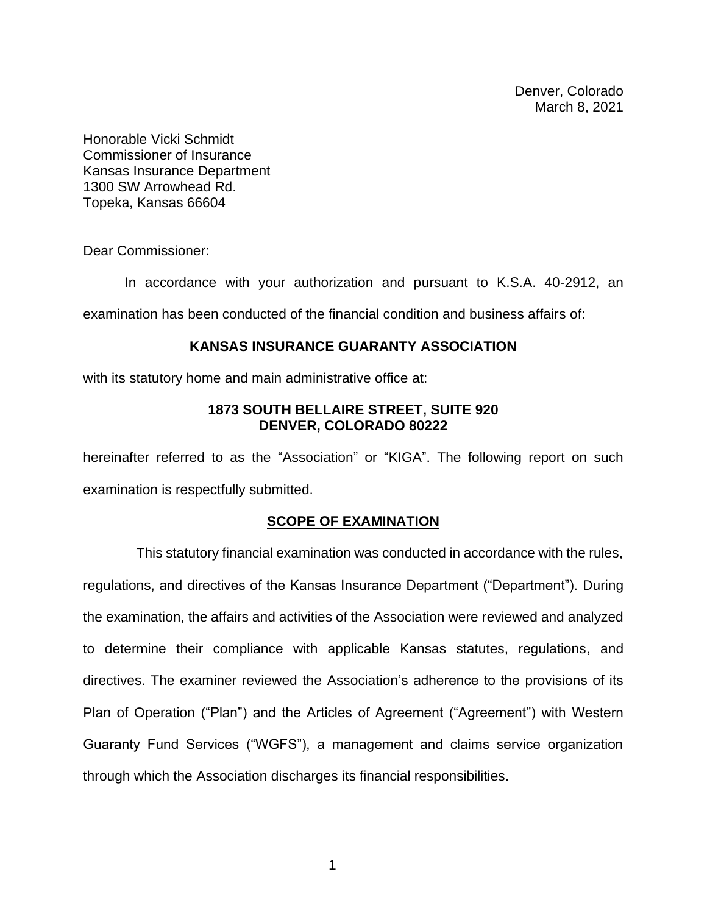Denver, Colorado
March 8, 2021

Honorable Vicki Schmidt
Commissioner of Insurance
Kansas Insurance Department
1300 SW Arrowhead Rd.
Topeka, Kansas 66604

Dear Commissioner:

In accordance with your authorization and pursuant to K.S.A. 40-2912, an examination has been conducted of the financial condition and business affairs of:

**KANSAS INSURANCE GUARANTY ASSOCIATION**

with its statutory home and main administrative office at:

**1873 SOUTH BELLAIRE STREET, SUITE 920**
**DENVER, COLORADO 80222**

hereinafter referred to as the "Association" or "KIGA". The following report on such examination is respectfully submitted.

## SCOPE OF EXAMINATION

This statutory financial examination was conducted in accordance with the rules, regulations, and directives of the Kansas Insurance Department ("Department"). During the examination, the affairs and activities of the Association were reviewed and analyzed to determine their compliance with applicable Kansas statutes, regulations, and directives. The examiner reviewed the Association's adherence to the provisions of its Plan of Operation ("Plan") and the Articles of Agreement ("Agreement") with Western Guaranty Fund Services ("WGFS"), a management and claims service organization through which the Association discharges its financial responsibilities.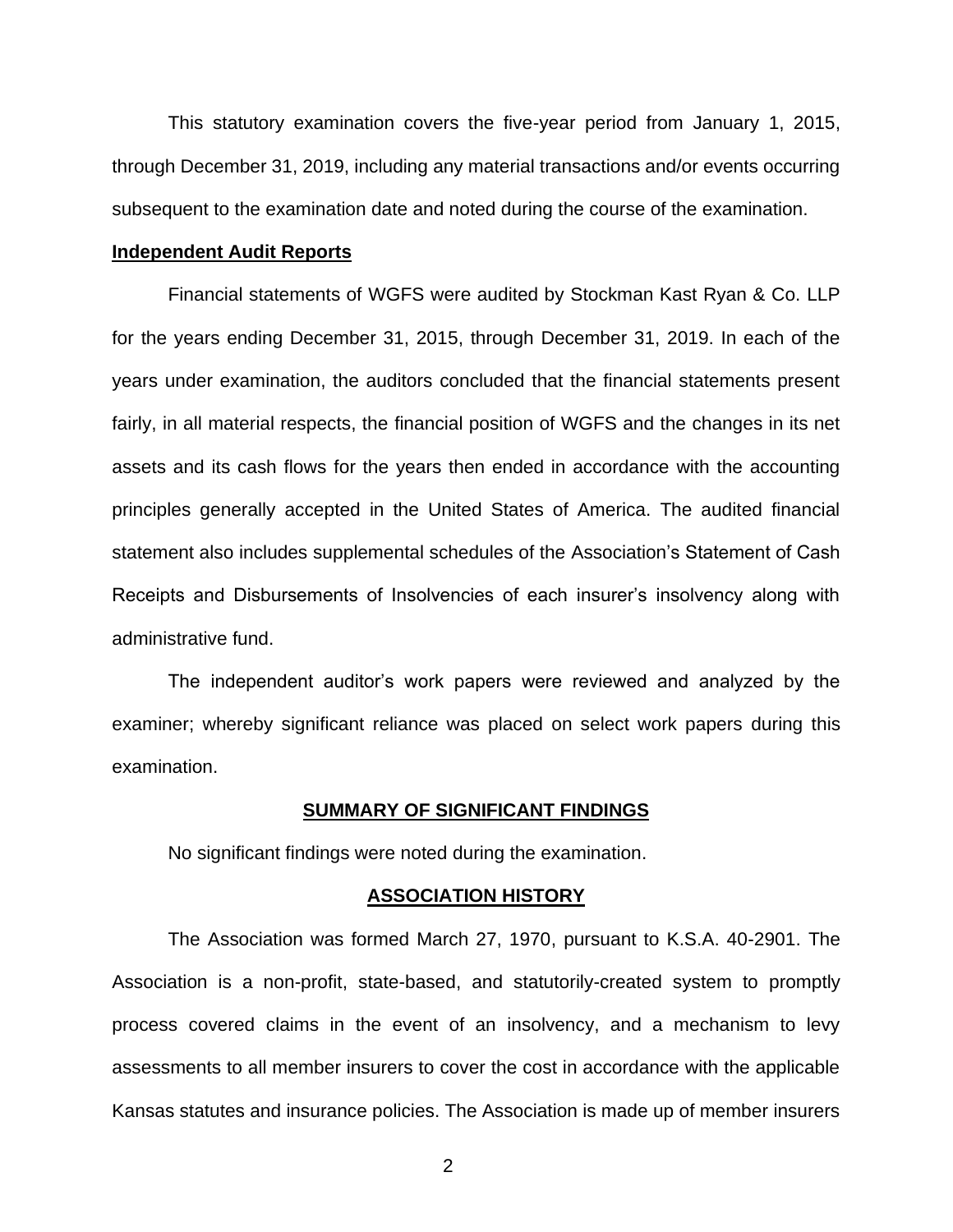This statutory examination covers the five-year period from January 1, 2015, through December 31, 2019, including any material transactions and/or events occurring subsequent to the examination date and noted during the course of the examination.

**Independent Audit Reports**

Financial statements of WGFS were audited by Stockman Kast Ryan & Co. LLP for the years ending December 31, 2015, through December 31, 2019. In each of the years under examination, the auditors concluded that the financial statements present fairly, in all material respects, the financial position of WGFS and the changes in its net assets and its cash flows for the years then ended in accordance with the accounting principles generally accepted in the United States of America. The audited financial statement also includes supplemental schedules of the Association's Statement of Cash Receipts and Disbursements of Insolvencies of each insurer's insolvency along with administrative fund.

The independent auditor's work papers were reviewed and analyzed by the examiner; whereby significant reliance was placed on select work papers during this examination.

## SUMMARY OF SIGNIFICANT FINDINGS

No significant findings were noted during the examination.

## ASSOCIATION HISTORY

The Association was formed March 27, 1970, pursuant to K.S.A. 40-2901. The Association is a non-profit, state-based, and statutorily-created system to promptly process covered claims in the event of an insolvency, and a mechanism to levy assessments to all member insurers to cover the cost in accordance with the applicable Kansas statutes and insurance policies. The Association is made up of member insurers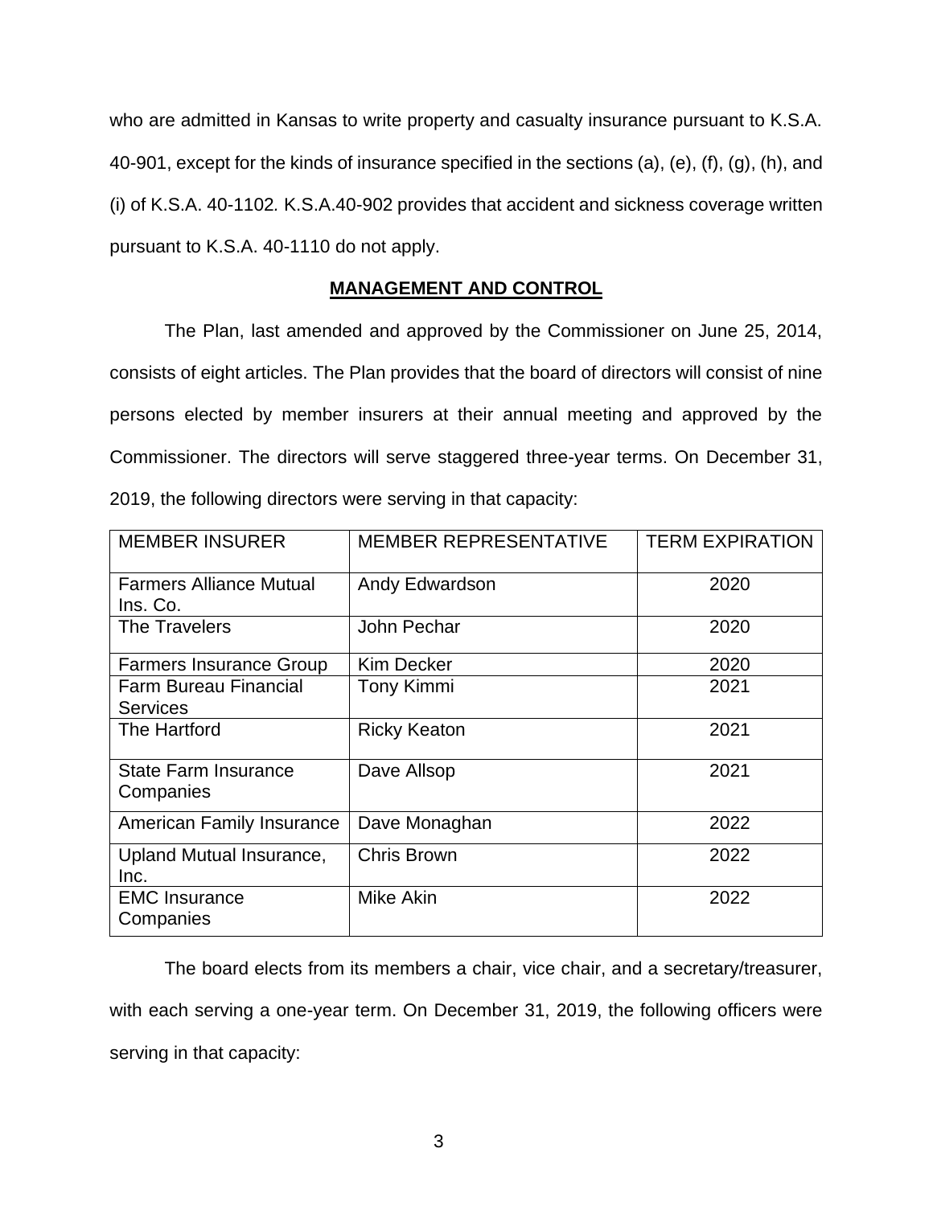who are admitted in Kansas to write property and casualty insurance pursuant to K.S.A. 40-901, except for the kinds of insurance specified in the sections (a), (e), (f), (g), (h), and (i) of K.S.A. 40-1102. K.S.A.40-902 provides that accident and sickness coverage written pursuant to K.S.A. 40-1110 do not apply.

## MANAGEMENT AND CONTROL

The Plan, last amended and approved by the Commissioner on June 25, 2014, consists of eight articles. The Plan provides that the board of directors will consist of nine persons elected by member insurers at their annual meeting and approved by the Commissioner. The directors will serve staggered three-year terms. On December 31, 2019, the following directors were serving in that capacity:

| MEMBER INSURER | MEMBER REPRESENTATIVE | TERM EXPIRATION |
|---|---|---|
| Farmers Alliance Mutual Ins. Co. | Andy Edwardson | 2020 |
| The Travelers | John Pechar | 2020 |
| Farmers Insurance Group | Kim Decker | 2020 |
| Farm Bureau Financial Services | Tony Kimmi | 2021 |
| The Hartford | Ricky Keaton | 2021 |
| State Farm Insurance Companies | Dave Allsop | 2021 |
| American Family Insurance | Dave Monaghan | 2022 |
| Upland Mutual Insurance, Inc. | Chris Brown | 2022 |
| EMC Insurance Companies | Mike Akin | 2022 |

The board elects from its members a chair, vice chair, and a secretary/treasurer, with each serving a one-year term. On December 31, 2019, the following officers were serving in that capacity: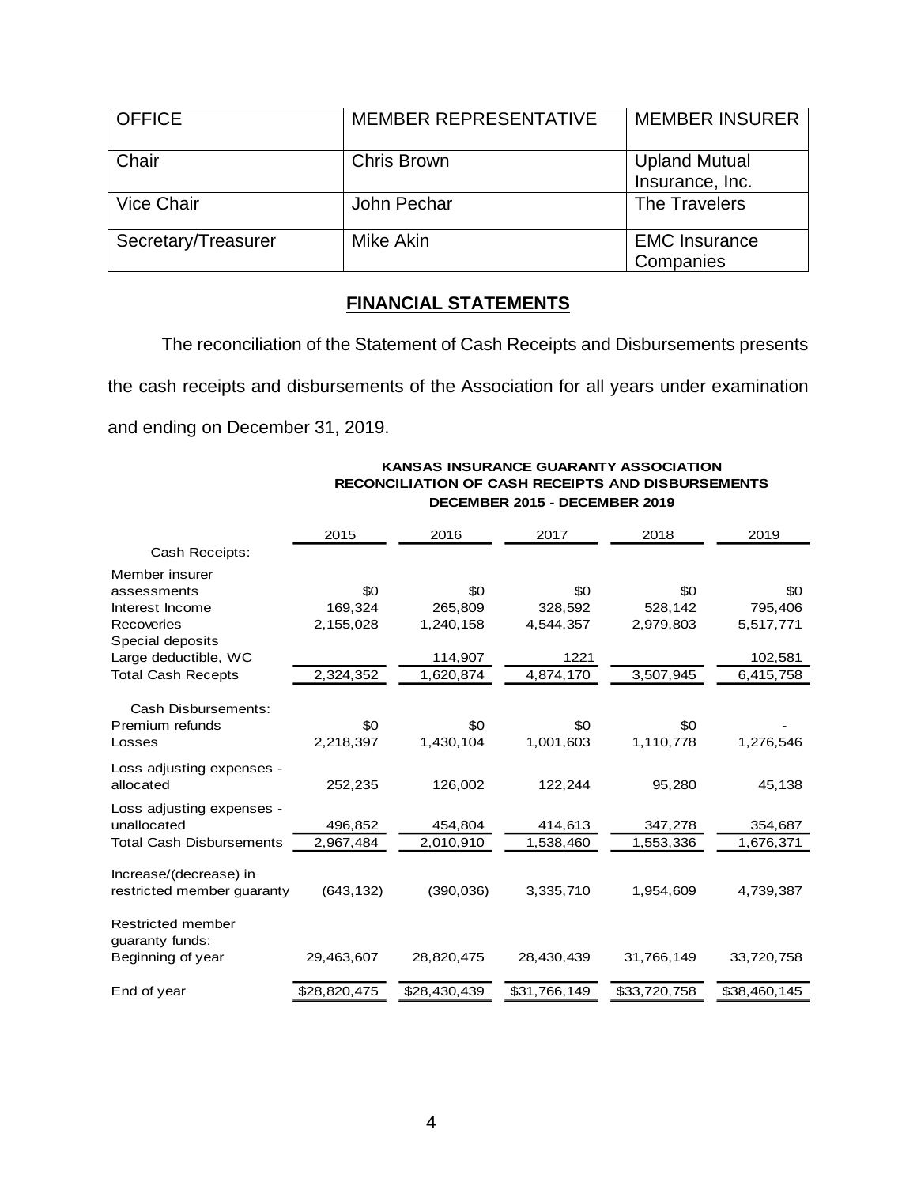| OFFICE | MEMBER REPRESENTATIVE | MEMBER INSURER |
|---|---|---|
| Chair | Chris Brown | Upland Mutual Insurance, Inc. |
| Vice Chair | John Pechar | The Travelers |
| Secretary/Treasurer | Mike Akin | EMC Insurance Companies |

## FINANCIAL STATEMENTS

The reconciliation of the Statement of Cash Receipts and Disbursements presents the cash receipts and disbursements of the Association for all years under examination and ending on December 31, 2019.

**KANSAS INSURANCE GUARANTY ASSOCIATION**
**RECONCILIATION OF CASH RECEIPTS AND DISBURSEMENTS**
**DECEMBER 2015 - DECEMBER 2019**

| | 2015 | 2016 | 2017 | 2018 | 2019 |
|---|---|---|---|---|---|
| Cash Receipts: | | | | | |
| Member insurer assessments | $0 | $0 | $0 | $0 | $0 |
| Interest Income | 169,324 | 265,809 | 328,592 | 528,142 | 795,406 |
| Recoveries | 2,155,028 | 1,240,158 | 4,544,357 | 2,979,803 | 5,517,771 |
| Special deposits Large deductible, WC | | 114,907 | 1221 | | 102,581 |
| Total Cash Recepts | 2,324,352 | 1,620,874 | 4,874,170 | 3,507,945 | 6,415,758 |
| Cash Disbursements: | | | | | |
| Premium refunds | $0 | $0 | $0 | $0 | - |
| Losses | 2,218,397 | 1,430,104 | 1,001,603 | 1,110,778 | 1,276,546 |
| Loss adjusting expenses - allocated | 252,235 | 126,002 | 122,244 | 95,280 | 45,138 |
| Loss adjusting expenses - unallocated | 496,852 | 454,804 | 414,613 | 347,278 | 354,687 |
| Total Cash Disbursements | 2,967,484 | 2,010,910 | 1,538,460 | 1,553,336 | 1,676,371 |
| Increase/(decrease) in restricted member guaranty | (643,132) | (390,036) | 3,335,710 | 1,954,609 | 4,739,387 |
| Restricted member guaranty funds: | | | | | |
| Beginning of year | 29,463,607 | 28,820,475 | 28,430,439 | 31,766,149 | 33,720,758 |
| End of year | $28,820,475 | $28,430,439 | $31,766,149 | $33,720,758 | $38,460,145 |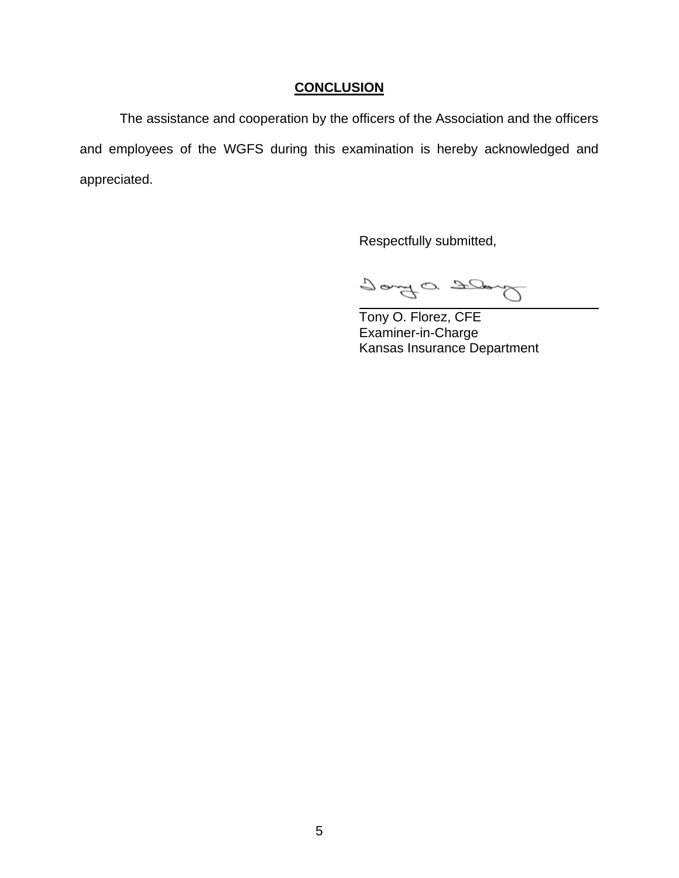## CONCLUSION

The assistance and cooperation by the officers of the Association and the officers and employees of the WGFS during this examination is hereby acknowledged and appreciated.

Respectfully submitted,

Tony O. Florez, CFE
Examiner-in-Charge
Kansas Insurance Department